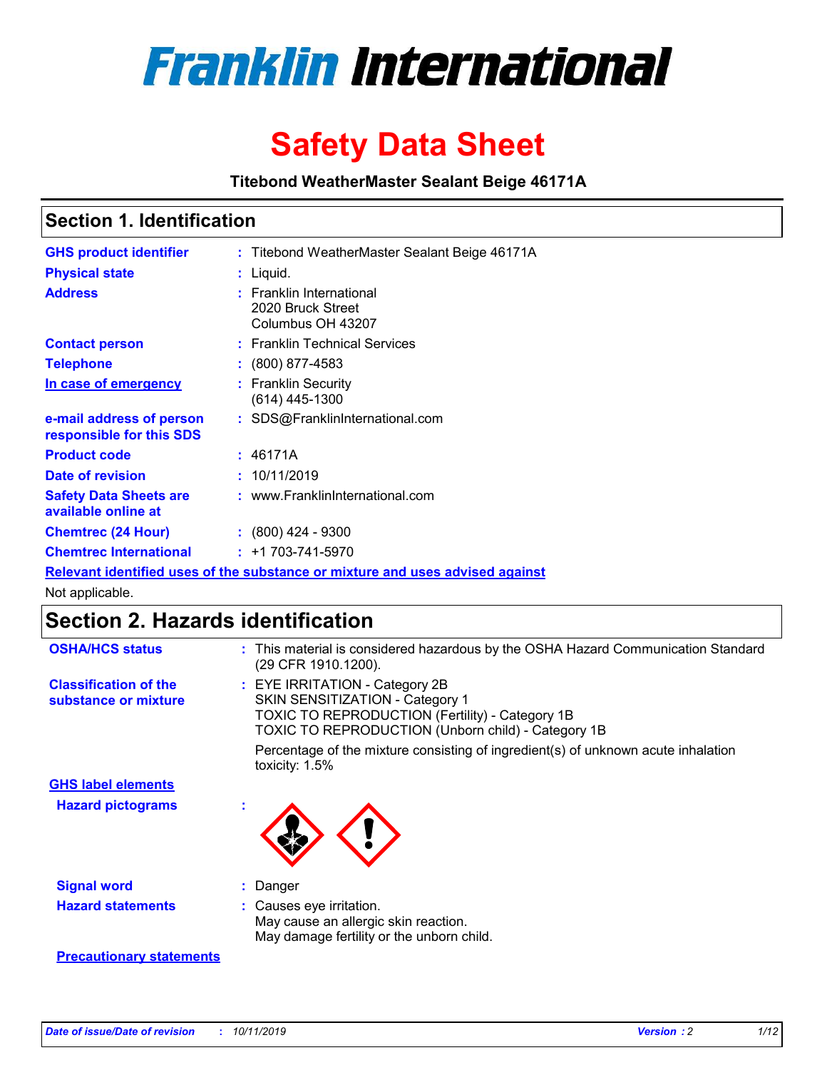# Franklin International

# Safety Data Sheet

**Titebond WeatherMaster Sealant Beige 46171A**

## Section 1. Identification

| | | |
|---|---|---|
| **GHS product identifier** | : | Titebond WeatherMaster Sealant Beige 46171A |
| **Physical state** | : | Liquid. |
| **Address** | : | Franklin International<br>2020 Bruck Street<br>Columbus OH 43207 |
| **Contact person** | : | Franklin Technical Services |
| **Telephone** | : | (800) 877-4583 |
| **In case of emergency** | : | Franklin Security<br>(614) 445-1300 |
| **e-mail address of person responsible for this SDS** | : | SDS@FranklinInternational.com |
| **Product code** | : | 46171A |
| **Date of revision** | : | 10/11/2019 |
| **Safety Data Sheets are available online at** | : | www.FranklinInternational.com |
| **Chemtrec (24 Hour)** | : | (800) 424 - 9300 |
| **Chemtrec International** | : | +1 703-741-5970 |

**Relevant identified uses of the substance or mixture and uses advised against**

Not applicable.

## Section 2. Hazards identification

| | | |
|---|---|---|
| **OSHA/HCS status** | : | This material is considered hazardous by the OSHA Hazard Communication Standard (29 CFR 1910.1200). |
| **Classification of the substance or mixture** | : | EYE IRRITATION - Category 2B<br>SKIN SENSITIZATION - Category 1<br>TOXIC TO REPRODUCTION (Fertility) - Category 1B<br>TOXIC TO REPRODUCTION (Unborn child) - Category 1B<br><br>Percentage of the mixture consisting of ingredient(s) of unknown acute inhalation toxicity: 1.5% |

**GHS label elements**

| | | |
|---|---|---|
| **Hazard pictograms** | : | |
| **Signal word** | : | Danger |
| **Hazard statements** | : | Causes eye irritation.<br>May cause an allergic skin reaction.<br>May damage fertility or the unborn child. |

**Precautionary statements**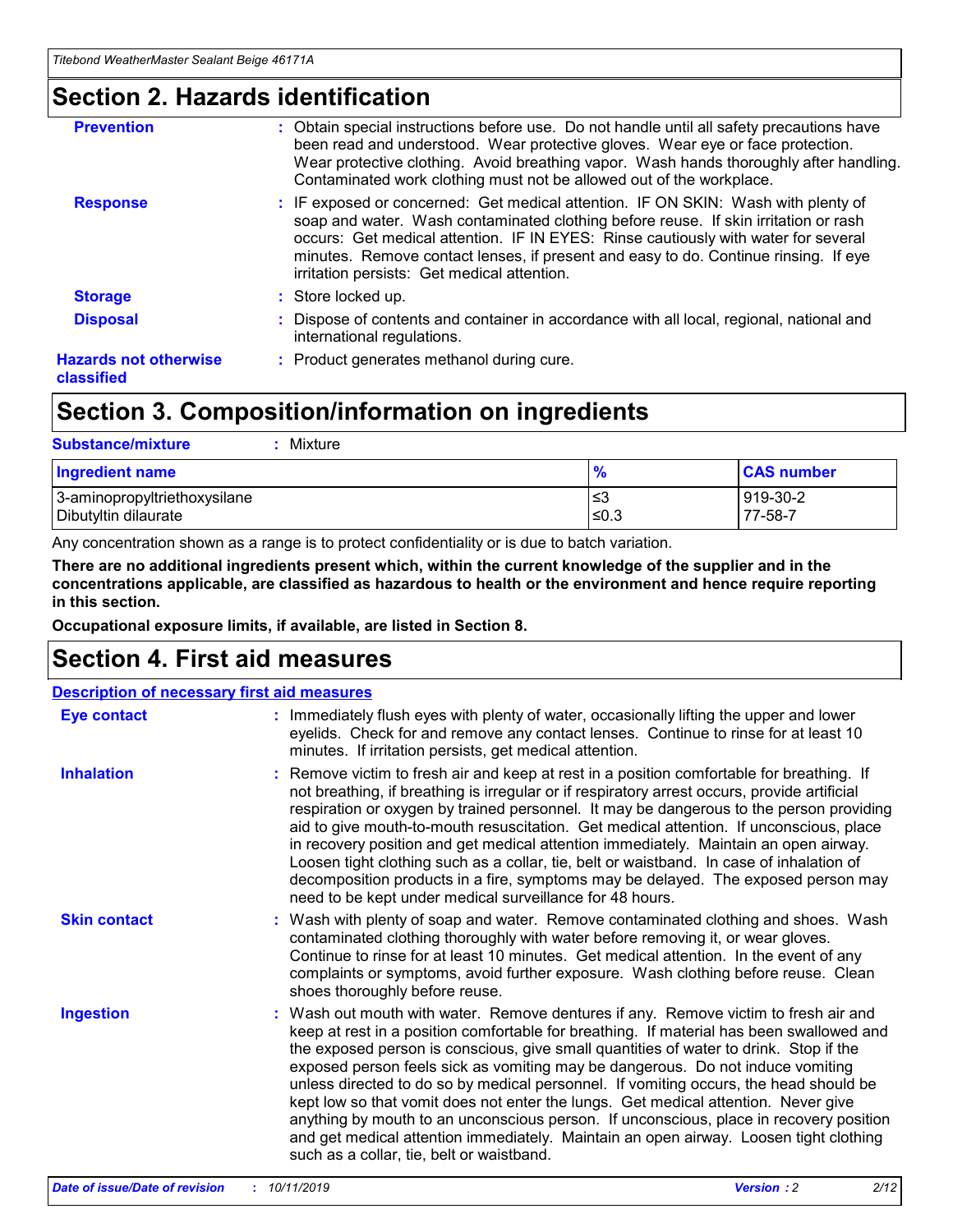# Section 2. Hazards identification

| | |
|---|---|
| **Prevention** | : Obtain special instructions before use. Do not handle until all safety precautions have been read and understood. Wear protective gloves. Wear eye or face protection. Wear protective clothing. Avoid breathing vapor. Wash hands thoroughly after handling. Contaminated work clothing must not be allowed out of the workplace. |
| **Response** | : IF exposed or concerned: Get medical attention. IF ON SKIN: Wash with plenty of soap and water. Wash contaminated clothing before reuse. If skin irritation or rash occurs: Get medical attention. IF IN EYES: Rinse cautiously with water for several minutes. Remove contact lenses, if present and easy to do. Continue rinsing. If eye irritation persists: Get medical attention. |
| **Storage** | : Store locked up. |
| **Disposal** | : Dispose of contents and container in accordance with all local, regional, national and international regulations. |
| **Hazards not otherwise classified** | : Product generates methanol during cure. |

# Section 3. Composition/information on ingredients

**Substance/mixture** : Mixture

| Ingredient name | % | CAS number |
|---|---|---|
| 3-aminopropyltriethoxysilane | ≤3 | 919-30-2 |
| Dibutyltin dilaurate | ≤0.3 | 77-58-7 |

Any concentration shown as a range is to protect confidentiality or is due to batch variation.

**There are no additional ingredients present which, within the current knowledge of the supplier and in the concentrations applicable, are classified as hazardous to health or the environment and hence require reporting in this section.**

**Occupational exposure limits, if available, are listed in Section 8.**

# Section 4. First aid measures

**Description of necessary first aid measures**

| | |
|---|---|
| **Eye contact** | : Immediately flush eyes with plenty of water, occasionally lifting the upper and lower eyelids. Check for and remove any contact lenses. Continue to rinse for at least 10 minutes. If irritation persists, get medical attention. |
| **Inhalation** | : Remove victim to fresh air and keep at rest in a position comfortable for breathing. If not breathing, if breathing is irregular or if respiratory arrest occurs, provide artificial respiration or oxygen by trained personnel. It may be dangerous to the person providing aid to give mouth-to-mouth resuscitation. Get medical attention. If unconscious, place in recovery position and get medical attention immediately. Maintain an open airway. Loosen tight clothing such as a collar, tie, belt or waistband. In case of inhalation of decomposition products in a fire, symptoms may be delayed. The exposed person may need to be kept under medical surveillance for 48 hours. |
| **Skin contact** | : Wash with plenty of soap and water. Remove contaminated clothing and shoes. Wash contaminated clothing thoroughly with water before removing it, or wear gloves. Continue to rinse for at least 10 minutes. Get medical attention. In the event of any complaints or symptoms, avoid further exposure. Wash clothing before reuse. Clean shoes thoroughly before reuse. |
| **Ingestion** | : Wash out mouth with water. Remove dentures if any. Remove victim to fresh air and keep at rest in a position comfortable for breathing. If material has been swallowed and the exposed person is conscious, give small quantities of water to drink. Stop if the exposed person feels sick as vomiting may be dangerous. Do not induce vomiting unless directed to do so by medical personnel. If vomiting occurs, the head should be kept low so that vomit does not enter the lungs. Get medical attention. Never give anything by mouth to an unconscious person. If unconscious, place in recovery position and get medical attention immediately. Maintain an open airway. Loosen tight clothing such as a collar, tie, belt or waistband. |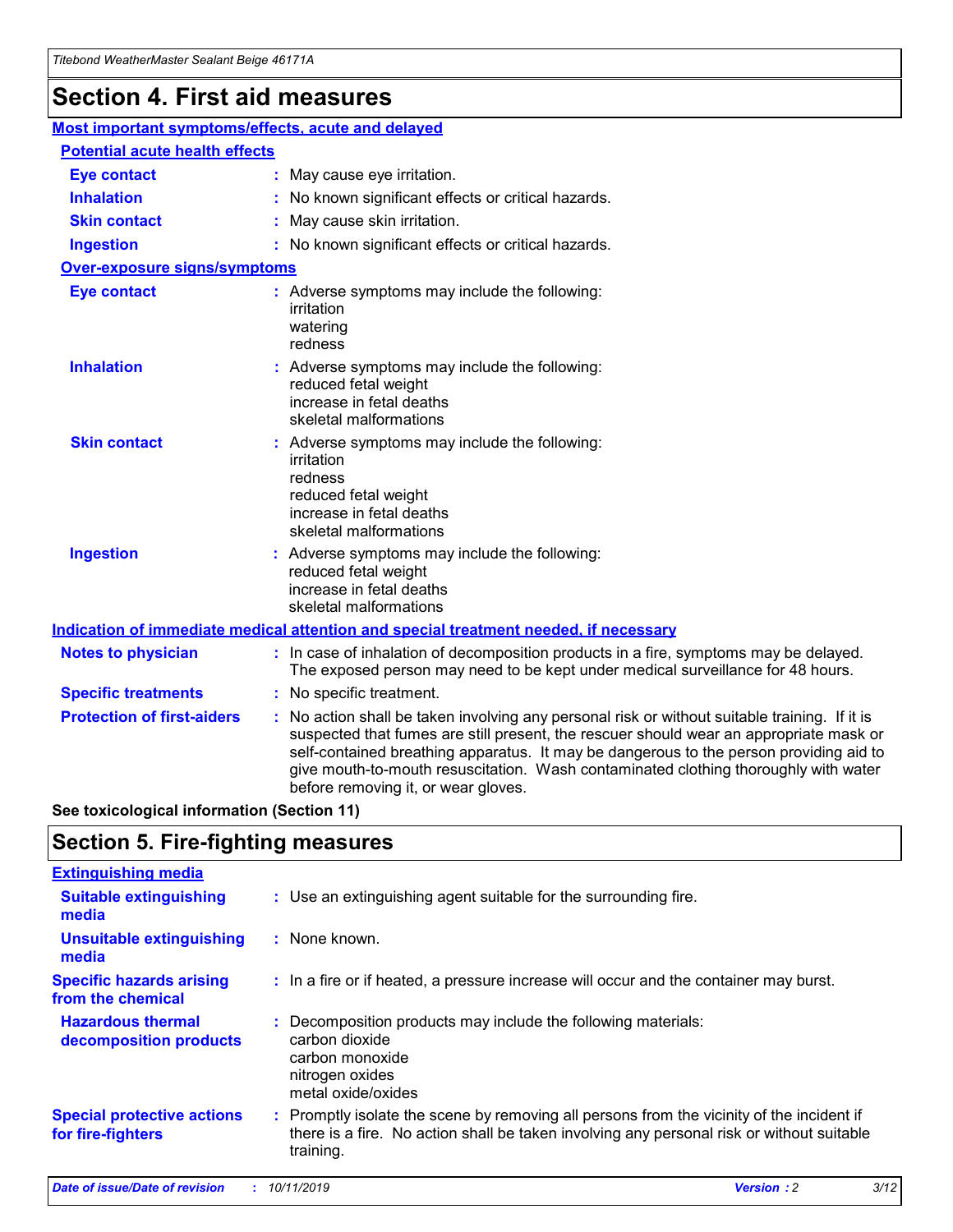# Section 4. First aid measures

## Most important symptoms/effects, acute and delayed

### Potential acute health effects

**Eye contact** : May cause eye irritation.

**Inhalation** : No known significant effects or critical hazards.

**Skin contact** : May cause skin irritation.

**Ingestion** : No known significant effects or critical hazards.

### Over-exposure signs/symptoms

**Eye contact** : Adverse symptoms may include the following:
irritation
watering
redness

**Inhalation** : Adverse symptoms may include the following:
reduced fetal weight
increase in fetal deaths
skeletal malformations

**Skin contact** : Adverse symptoms may include the following:
irritation
redness
reduced fetal weight
increase in fetal deaths
skeletal malformations

**Ingestion** : Adverse symptoms may include the following:
reduced fetal weight
increase in fetal deaths
skeletal malformations

## Indication of immediate medical attention and special treatment needed, if necessary

**Notes to physician** : In case of inhalation of decomposition products in a fire, symptoms may be delayed. The exposed person may need to be kept under medical surveillance for 48 hours.

**Specific treatments** : No specific treatment.

**Protection of first-aiders** : No action shall be taken involving any personal risk or without suitable training. If it is suspected that fumes are still present, the rescuer should wear an appropriate mask or self-contained breathing apparatus. It may be dangerous to the person providing aid to give mouth-to-mouth resuscitation. Wash contaminated clothing thoroughly with water before removing it, or wear gloves.

**See toxicological information (Section 11)**

# Section 5. Fire-fighting measures

## Extinguishing media

**Suitable extinguishing media** : Use an extinguishing agent suitable for the surrounding fire.

**Unsuitable extinguishing media** : None known.

**Specific hazards arising from the chemical** : In a fire or if heated, a pressure increase will occur and the container may burst.

**Hazardous thermal decomposition products** : Decomposition products may include the following materials:
carbon dioxide
carbon monoxide
nitrogen oxides
metal oxide/oxides

**Special protective actions for fire-fighters** : Promptly isolate the scene by removing all persons from the vicinity of the incident if there is a fire. No action shall be taken involving any personal risk or without suitable training.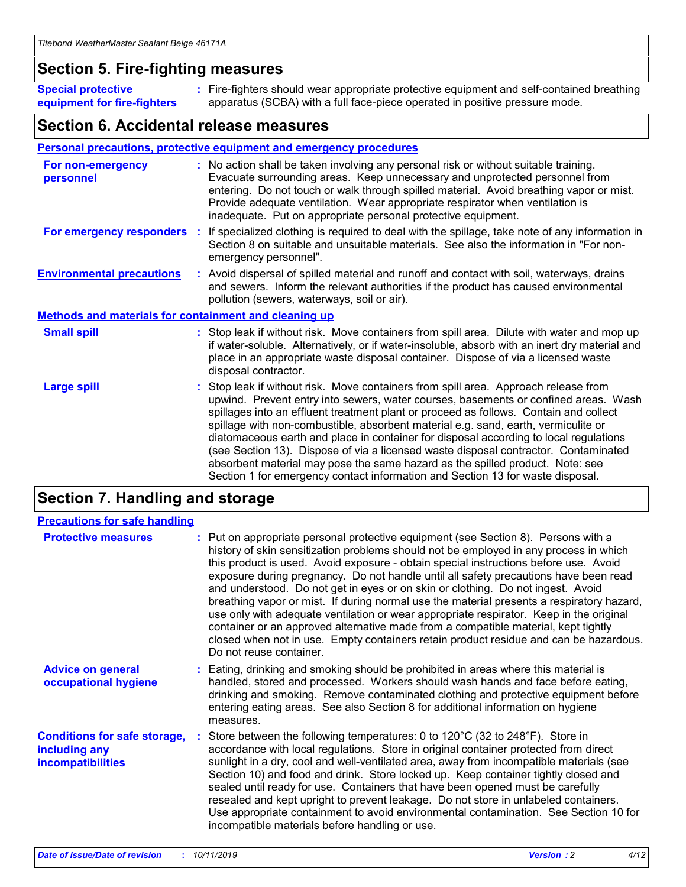## Section 5. Fire-fighting measures

**Special protective equipment for fire-fighters** : Fire-fighters should wear appropriate protective equipment and self-contained breathing apparatus (SCBA) with a full face-piece operated in positive pressure mode.

## Section 6. Accidental release measures

### Personal precautions, protective equipment and emergency procedures

**For non-emergency personnel** : No action shall be taken involving any personal risk or without suitable training. Evacuate surrounding areas. Keep unnecessary and unprotected personnel from entering. Do not touch or walk through spilled material. Avoid breathing vapor or mist. Provide adequate ventilation. Wear appropriate respirator when ventilation is inadequate. Put on appropriate personal protective equipment.

**For emergency responders** : If specialized clothing is required to deal with the spillage, take note of any information in Section 8 on suitable and unsuitable materials. See also the information in "For non-emergency personnel".

**Environmental precautions** : Avoid dispersal of spilled material and runoff and contact with soil, waterways, drains and sewers. Inform the relevant authorities if the product has caused environmental pollution (sewers, waterways, soil or air).

### Methods and materials for containment and cleaning up

**Small spill** : Stop leak if without risk. Move containers from spill area. Dilute with water and mop up if water-soluble. Alternatively, or if water-insoluble, absorb with an inert dry material and place in an appropriate waste disposal container. Dispose of via a licensed waste disposal contractor.

**Large spill** : Stop leak if without risk. Move containers from spill area. Approach release from upwind. Prevent entry into sewers, water courses, basements or confined areas. Wash spillages into an effluent treatment plant or proceed as follows. Contain and collect spillage with non-combustible, absorbent material e.g. sand, earth, vermiculite or diatomaceous earth and place in container for disposal according to local regulations (see Section 13). Dispose of via a licensed waste disposal contractor. Contaminated absorbent material may pose the same hazard as the spilled product. Note: see Section 1 for emergency contact information and Section 13 for waste disposal.

## Section 7. Handling and storage

### Precautions for safe handling

**Protective measures** : Put on appropriate personal protective equipment (see Section 8). Persons with a history of skin sensitization problems should not be employed in any process in which this product is used. Avoid exposure - obtain special instructions before use. Avoid exposure during pregnancy. Do not handle until all safety precautions have been read and understood. Do not get in eyes or on skin or clothing. Do not ingest. Avoid breathing vapor or mist. If during normal use the material presents a respiratory hazard, use only with adequate ventilation or wear appropriate respirator. Keep in the original container or an approved alternative made from a compatible material, kept tightly closed when not in use. Empty containers retain product residue and can be hazardous. Do not reuse container.

**Advice on general occupational hygiene** : Eating, drinking and smoking should be prohibited in areas where this material is handled, stored and processed. Workers should wash hands and face before eating, drinking and smoking. Remove contaminated clothing and protective equipment before entering eating areas. See also Section 8 for additional information on hygiene measures.

**Conditions for safe storage, including any incompatibilities** : Store between the following temperatures: 0 to 120°C (32 to 248°F). Store in accordance with local regulations. Store in original container protected from direct sunlight in a dry, cool and well-ventilated area, away from incompatible materials (see Section 10) and food and drink. Store locked up. Keep container tightly closed and sealed until ready for use. Containers that have been opened must be carefully resealed and kept upright to prevent leakage. Do not store in unlabeled containers. Use appropriate containment to avoid environmental contamination. See Section 10 for incompatible materials before handling or use.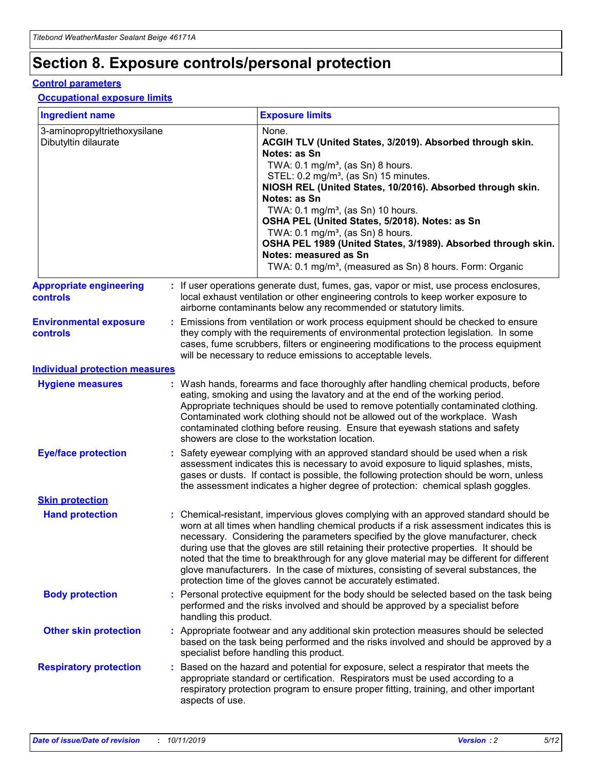# Section 8. Exposure controls/personal protection

## Control parameters

### Occupational exposure limits

| Ingredient name | Exposure limits |
| --- | --- |
| 3-aminopropyltriethoxysilane | None. |
| Dibutyltin dilaurate | **ACGIH TLV (United States, 3/2019). Absorbed through skin. Notes: as Sn**<br>TWA: 0.1 mg/m³, (as Sn) 8 hours.<br>STEL: 0.2 mg/m³, (as Sn) 15 minutes.<br>**NIOSH REL (United States, 10/2016). Absorbed through skin. Notes: as Sn**<br>TWA: 0.1 mg/m³, (as Sn) 10 hours.<br>**OSHA PEL (United States, 5/2018). Notes: as Sn**<br>TWA: 0.1 mg/m³, (as Sn) 8 hours.<br>**OSHA PEL 1989 (United States, 3/1989). Absorbed through skin. Notes: measured as Sn**<br>TWA: 0.1 mg/m³, (measured as Sn) 8 hours. Form: Organic |

**Appropriate engineering controls** : If user operations generate dust, fumes, gas, vapor or mist, use process enclosures, local exhaust ventilation or other engineering controls to keep worker exposure to airborne contaminants below any recommended or statutory limits.

**Environmental exposure controls** : Emissions from ventilation or work process equipment should be checked to ensure they comply with the requirements of environmental protection legislation. In some cases, fume scrubbers, filters or engineering modifications to the process equipment will be necessary to reduce emissions to acceptable levels.

## Individual protection measures

**Hygiene measures** : Wash hands, forearms and face thoroughly after handling chemical products, before eating, smoking and using the lavatory and at the end of the working period. Appropriate techniques should be used to remove potentially contaminated clothing. Contaminated work clothing should not be allowed out of the workplace. Wash contaminated clothing before reusing. Ensure that eyewash stations and safety showers are close to the workstation location.

**Eye/face protection** : Safety eyewear complying with an approved standard should be used when a risk assessment indicates this is necessary to avoid exposure to liquid splashes, mists, gases or dusts. If contact is possible, the following protection should be worn, unless the assessment indicates a higher degree of protection: chemical splash goggles.

### Skin protection

**Hand protection** : Chemical-resistant, impervious gloves complying with an approved standard should be worn at all times when handling chemical products if a risk assessment indicates this is necessary. Considering the parameters specified by the glove manufacturer, check during use that the gloves are still retaining their protective properties. It should be noted that the time to breakthrough for any glove material may be different for different glove manufacturers. In the case of mixtures, consisting of several substances, the protection time of the gloves cannot be accurately estimated.

**Body protection** : Personal protective equipment for the body should be selected based on the task being performed and the risks involved and should be approved by a specialist before handling this product.

**Other skin protection** : Appropriate footwear and any additional skin protection measures should be selected based on the task being performed and the risks involved and should be approved by a specialist before handling this product.

**Respiratory protection** : Based on the hazard and potential for exposure, select a respirator that meets the appropriate standard or certification. Respirators must be used according to a respiratory protection program to ensure proper fitting, training, and other important aspects of use.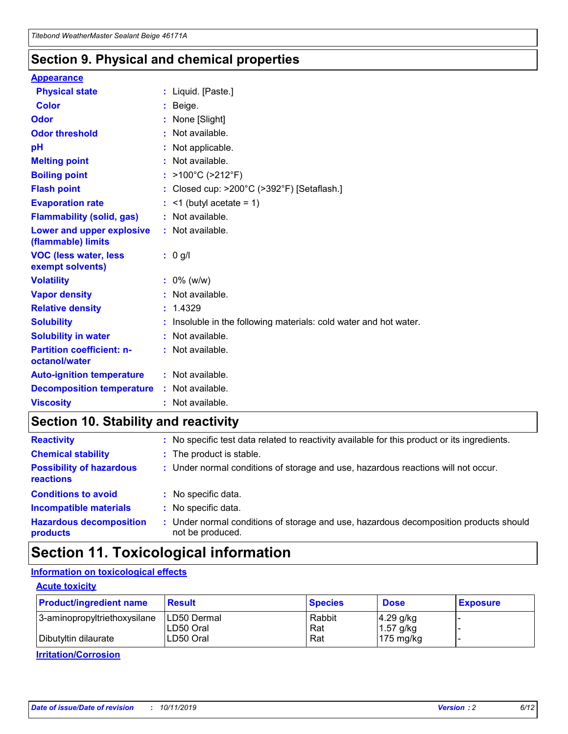## Section 9. Physical and chemical properties

### Appearance

| | |
|---|---|
| **Physical state** | : Liquid. [Paste.] |
| **Color** | : Beige. |
| **Odor** | : None [Slight] |
| **Odor threshold** | : Not available. |
| **pH** | : Not applicable. |
| **Melting point** | : Not available. |
| **Boiling point** | : >100°C (>212°F) |
| **Flash point** | : Closed cup: >200°C (>392°F) [Setaflash.] |
| **Evaporation rate** | : <1 (butyl acetate = 1) |
| **Flammability (solid, gas)** | : Not available. |
| **Lower and upper explosive (flammable) limits** | : Not available. |
| **VOC (less water, less exempt solvents)** | : 0 g/l |
| **Volatility** | : 0% (w/w) |
| **Vapor density** | : Not available. |
| **Relative density** | : 1.4329 |
| **Solubility** | : Insoluble in the following materials: cold water and hot water. |
| **Solubility in water** | : Not available. |
| **Partition coefficient: n-octanol/water** | : Not available. |
| **Auto-ignition temperature** | : Not available. |
| **Decomposition temperature** | : Not available. |
| **Viscosity** | : Not available. |

## Section 10. Stability and reactivity

| | |
|---|---|
| **Reactivity** | : No specific test data related to reactivity available for this product or its ingredients. |
| **Chemical stability** | : The product is stable. |
| **Possibility of hazardous reactions** | : Under normal conditions of storage and use, hazardous reactions will not occur. |
| **Conditions to avoid** | : No specific data. |
| **Incompatible materials** | : No specific data. |
| **Hazardous decomposition products** | : Under normal conditions of storage and use, hazardous decomposition products should not be produced. |

## Section 11. Toxicological information

### Information on toxicological effects

#### Acute toxicity

| Product/ingredient name | Result | Species | Dose | Exposure |
|---|---|---|---|---|
| 3-aminopropyltriethoxysilane | LD50 Dermal | Rabbit | 4.29 g/kg | - |
| | LD50 Oral | Rat | 1.57 g/kg | - |
| Dibutyltin dilaurate | LD50 Oral | Rat | 175 mg/kg | - |

#### Irritation/Corrosion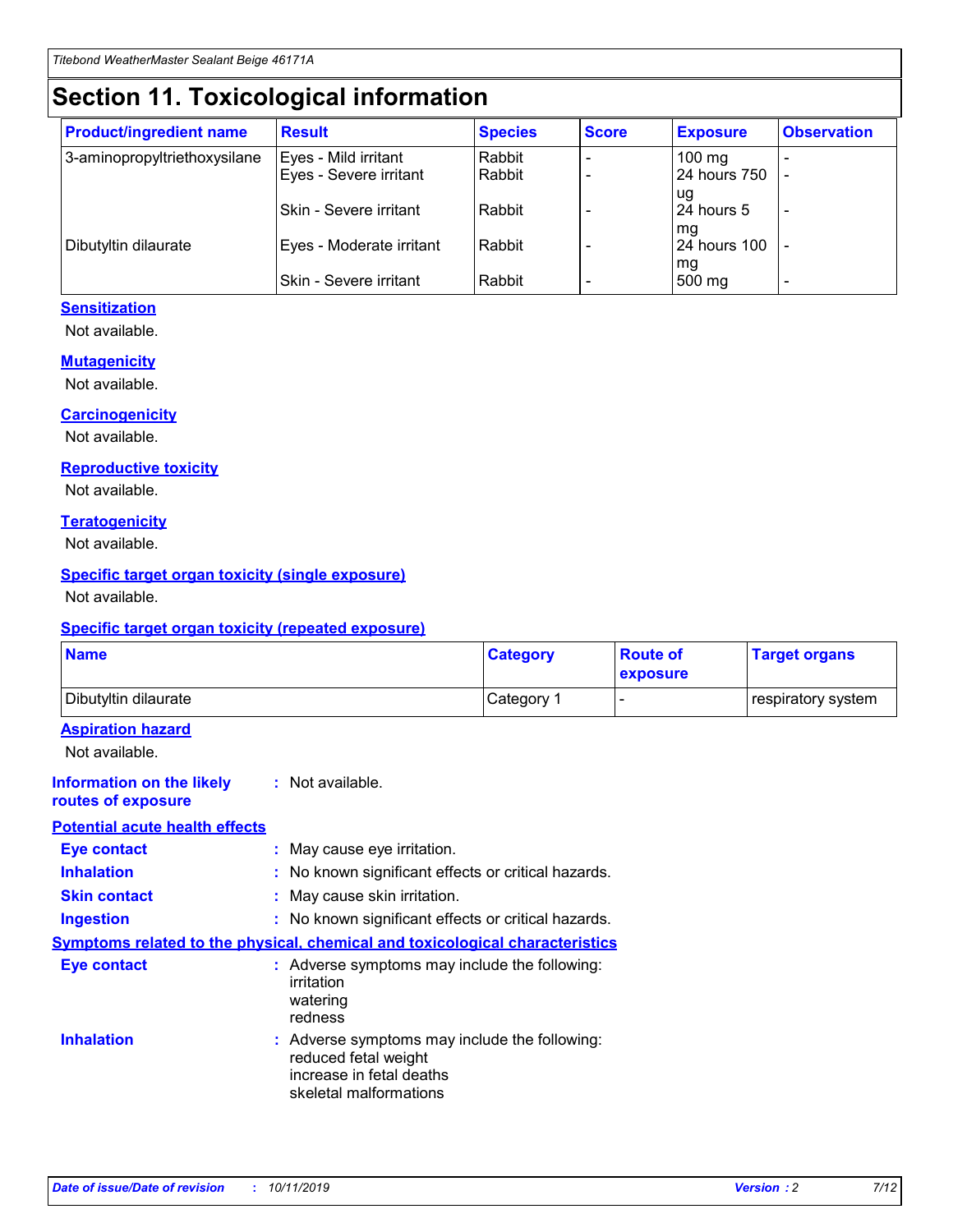# Section 11. Toxicological information

| Product/ingredient name | Result | Species | Score | Exposure | Observation |
|---|---|---|---|---|---|
| 3-aminopropyltriethoxysilane | Eyes - Mild irritant | Rabbit | - | 100 mg | - |
| | Eyes - Severe irritant | Rabbit | - | 24 hours 750 ug | - |
| | Skin - Severe irritant | Rabbit | - | 24 hours 5 mg | - |
| Dibutyltin dilaurate | Eyes - Moderate irritant | Rabbit | - | 24 hours 100 mg | - |
| | Skin - Severe irritant | Rabbit | - | 500 mg | - |

**Sensitization**

Not available.

**Mutagenicity**

Not available.

**Carcinogenicity**

Not available.

**Reproductive toxicity**

Not available.

**Teratogenicity**

Not available.

**Specific target organ toxicity (single exposure)**

Not available.

**Specific target organ toxicity (repeated exposure)**

| Name | Category | Route of exposure | Target organs |
|---|---|---|---|
| Dibutyltin dilaurate | Category 1 | - | respiratory system |

**Aspiration hazard**

Not available.

**Information on the likely routes of exposure** : Not available.

**Potential acute health effects**

**Eye contact** : May cause eye irritation.

**Inhalation** : No known significant effects or critical hazards.

**Skin contact** : May cause skin irritation.

**Ingestion** : No known significant effects or critical hazards.

**Symptoms related to the physical, chemical and toxicological characteristics**

**Eye contact** : Adverse symptoms may include the following:
irritation
watering
redness

**Inhalation** : Adverse symptoms may include the following:
reduced fetal weight
increase in fetal deaths
skeletal malformations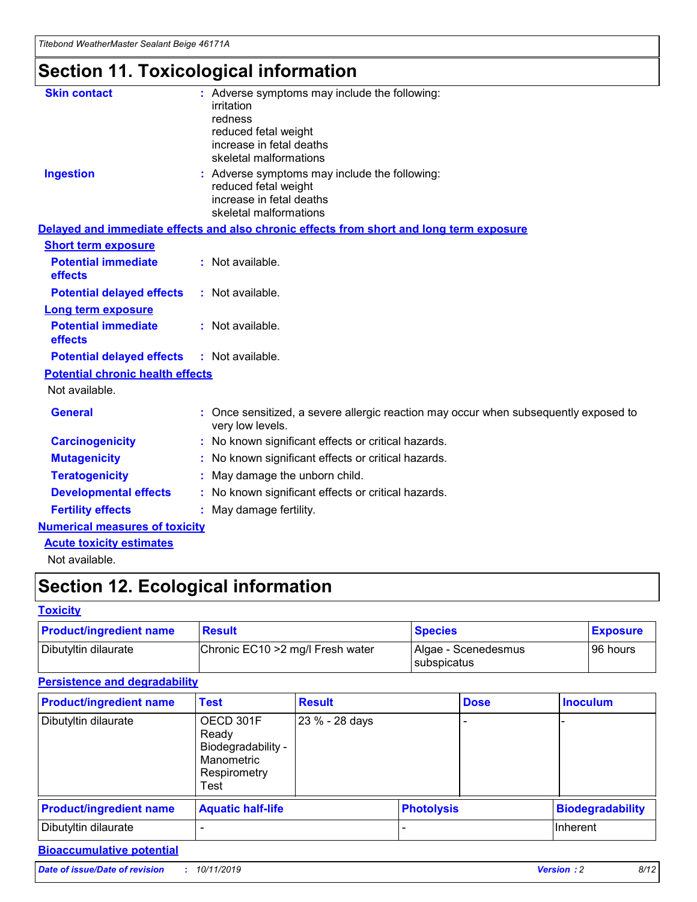# Section 11. Toxicological information

**Skin contact** : Adverse symptoms may include the following:
irritation
redness
reduced fetal weight
increase in fetal deaths
skeletal malformations

**Ingestion** : Adverse symptoms may include the following:
reduced fetal weight
increase in fetal deaths
skeletal malformations

**Delayed and immediate effects and also chronic effects from short and long term exposure**

**Short term exposure**

**Potential immediate effects** : Not available.

**Potential delayed effects** : Not available.

**Long term exposure**

**Potential immediate effects** : Not available.

**Potential delayed effects** : Not available.

**Potential chronic health effects**

Not available.

**General** : Once sensitized, a severe allergic reaction may occur when subsequently exposed to very low levels.

**Carcinogenicity** : No known significant effects or critical hazards.

**Mutagenicity** : No known significant effects or critical hazards.

**Teratogenicity** : May damage the unborn child.

**Developmental effects** : No known significant effects or critical hazards.

**Fertility effects** : May damage fertility.

**Numerical measures of toxicity**

**Acute toxicity estimates**

Not available.

# Section 12. Ecological information

**Toxicity**

| Product/ingredient name | Result | Species | Exposure |
|---|---|---|---|
| Dibutyltin dilaurate | Chronic EC10 >2 mg/l Fresh water | Algae - Scenedesmus subspicatus | 96 hours |

**Persistence and degradability**

| Product/ingredient name | Test | Result | Dose | Inoculum |
|---|---|---|---|---|
| Dibutyltin dilaurate | OECD 301F Ready Biodegradability - Manometric Respirometry Test | 23 % - 28 days | - | - |

| Product/ingredient name | Aquatic half-life | Photolysis | Biodegradability |
|---|---|---|---|
| Dibutyltin dilaurate | - | - | Inherent |

**Bioaccumulative potential**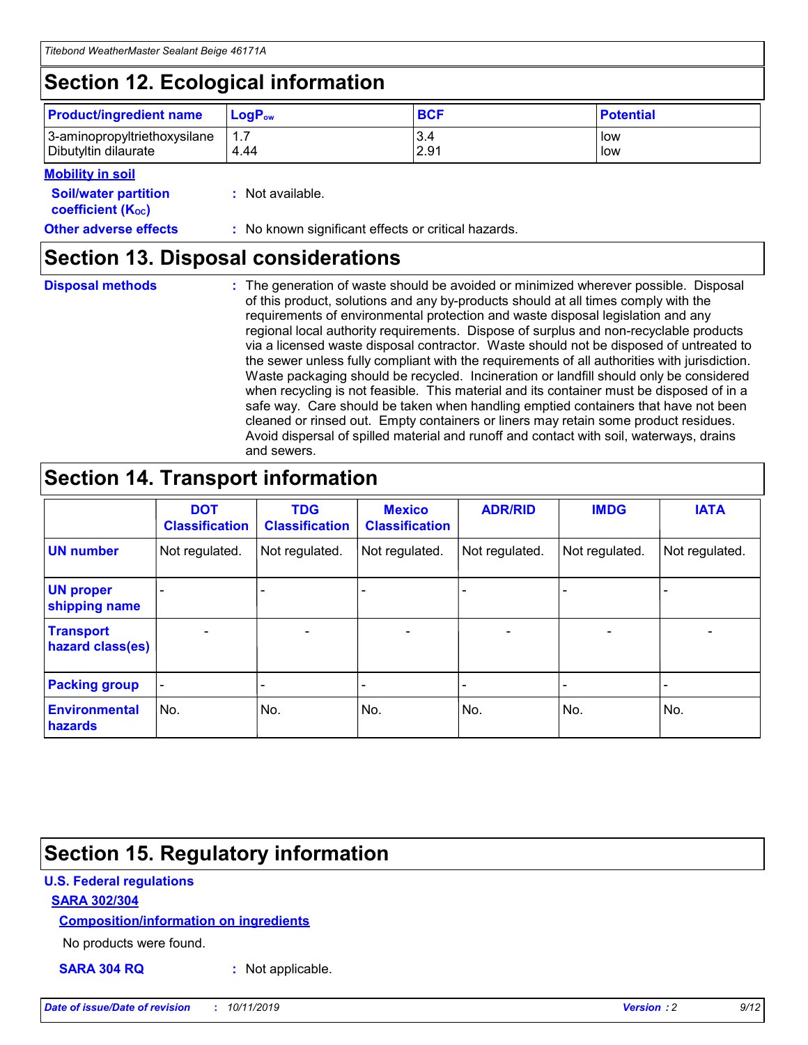## Section 12. Ecological information

| Product/ingredient name | $LogP_{ow}$ | BCF | Potential |
|---|---|---|---|
| 3-aminopropyltriethoxysilane | 1.7 | 3.4 | low |
| Dibutyltin dilaurate | 4.44 | 2.91 | low |

**Mobility in soil**

**Soil/water partition coefficient ($K_{OC}$)** : Not available.

**Other adverse effects** : No known significant effects or critical hazards.

## Section 13. Disposal considerations

**Disposal methods** : The generation of waste should be avoided or minimized wherever possible. Disposal of this product, solutions and any by-products should at all times comply with the requirements of environmental protection and waste disposal legislation and any regional local authority requirements. Dispose of surplus and non-recyclable products via a licensed waste disposal contractor. Waste should not be disposed of untreated to the sewer unless fully compliant with the requirements of all authorities with jurisdiction. Waste packaging should be recycled. Incineration or landfill should only be considered when recycling is not feasible. This material and its container must be disposed of in a safe way. Care should be taken when handling emptied containers that have not been cleaned or rinsed out. Empty containers or liners may retain some product residues. Avoid dispersal of spilled material and runoff and contact with soil, waterways, drains and sewers.

## Section 14. Transport information

| | DOT Classification | TDG Classification | Mexico Classification | ADR/RID | IMDG | IATA |
|---|---|---|---|---|---|---|
| UN number | Not regulated. | Not regulated. | Not regulated. | Not regulated. | Not regulated. | Not regulated. |
| UN proper shipping name | - | - | - | - | - | - |
| Transport hazard class(es) | - | - | - | - | - | - |
| Packing group | - | - | - | - | - | - |
| Environmental hazards | No. | No. | No. | No. | No. | No. |

## Section 15. Regulatory information

**U.S. Federal regulations**

**SARA 302/304**

**Composition/information on ingredients**

No products were found.

**SARA 304 RQ** : Not applicable.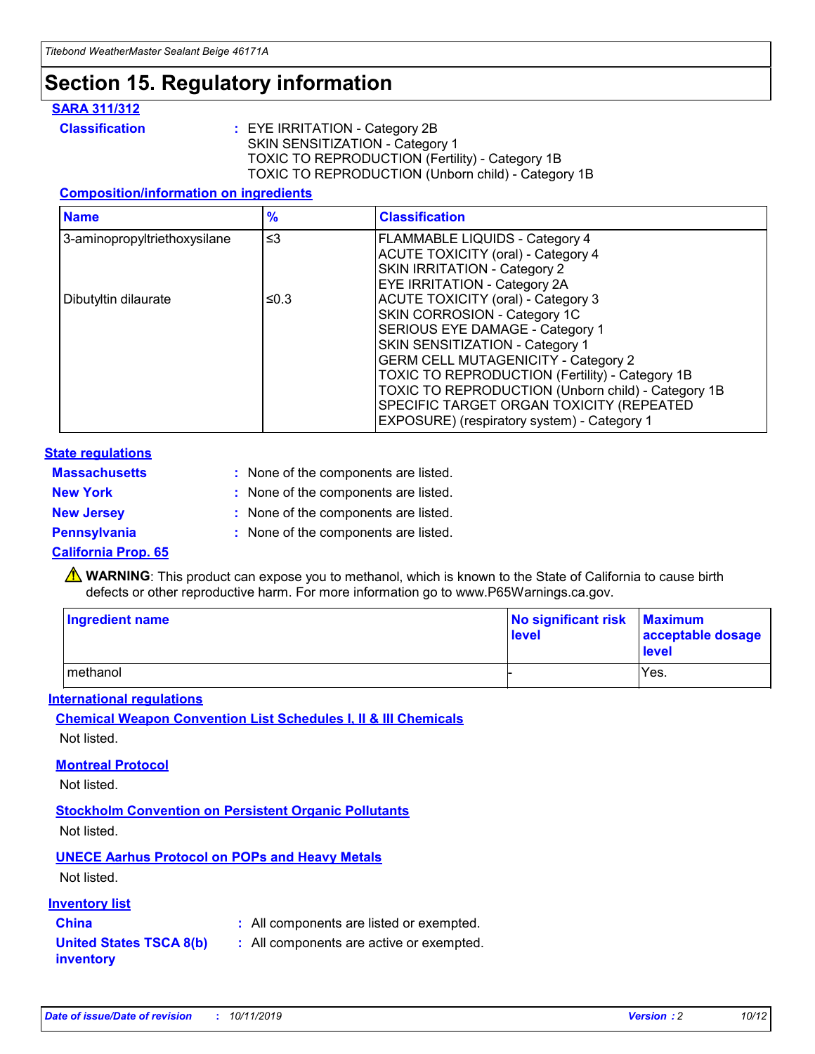# Section 15. Regulatory information

## SARA 311/312

**Classification** : EYE IRRITATION - Category 2B
SKIN SENSITIZATION - Category 1
TOXIC TO REPRODUCTION (Fertility) - Category 1B
TOXIC TO REPRODUCTION (Unborn child) - Category 1B

### Composition/information on ingredients

| Name | % | Classification |
|---|---|---|
| 3-aminopropyltriethoxysilane | ≤3 | FLAMMABLE LIQUIDS - Category 4<br>ACUTE TOXICITY (oral) - Category 4<br>SKIN IRRITATION - Category 2<br>EYE IRRITATION - Category 2A |
| Dibutyltin dilaurate | ≤0.3 | ACUTE TOXICITY (oral) - Category 3<br>SKIN CORROSION - Category 1C<br>SERIOUS EYE DAMAGE - Category 1<br>SKIN SENSITIZATION - Category 1<br>GERM CELL MUTAGENICITY - Category 2<br>TOXIC TO REPRODUCTION (Fertility) - Category 1B<br>TOXIC TO REPRODUCTION (Unborn child) - Category 1B<br>SPECIFIC TARGET ORGAN TOXICITY (REPEATED EXPOSURE) (respiratory system) - Category 1 |

## State regulations

**Massachusetts** : None of the components are listed.

**New York** : None of the components are listed.

**New Jersey** : None of the components are listed.

**Pennsylvania** : None of the components are listed.

### California Prop. 65

⚠ **WARNING**: This product can expose you to methanol, which is known to the State of California to cause birth defects or other reproductive harm. For more information go to www.P65Warnings.ca.gov.

| Ingredient name | No significant risk level | Maximum acceptable dosage level |
|---|---|---|
| methanol | - | Yes. |

## International regulations

### Chemical Weapon Convention List Schedules I, II & III Chemicals

Not listed.

### Montreal Protocol

Not listed.

### Stockholm Convention on Persistent Organic Pollutants

Not listed.

### UNECE Aarhus Protocol on POPs and Heavy Metals

Not listed.

## Inventory list

**China** : All components are listed or exempted.

**United States TSCA 8(b) inventory** : All components are active or exempted.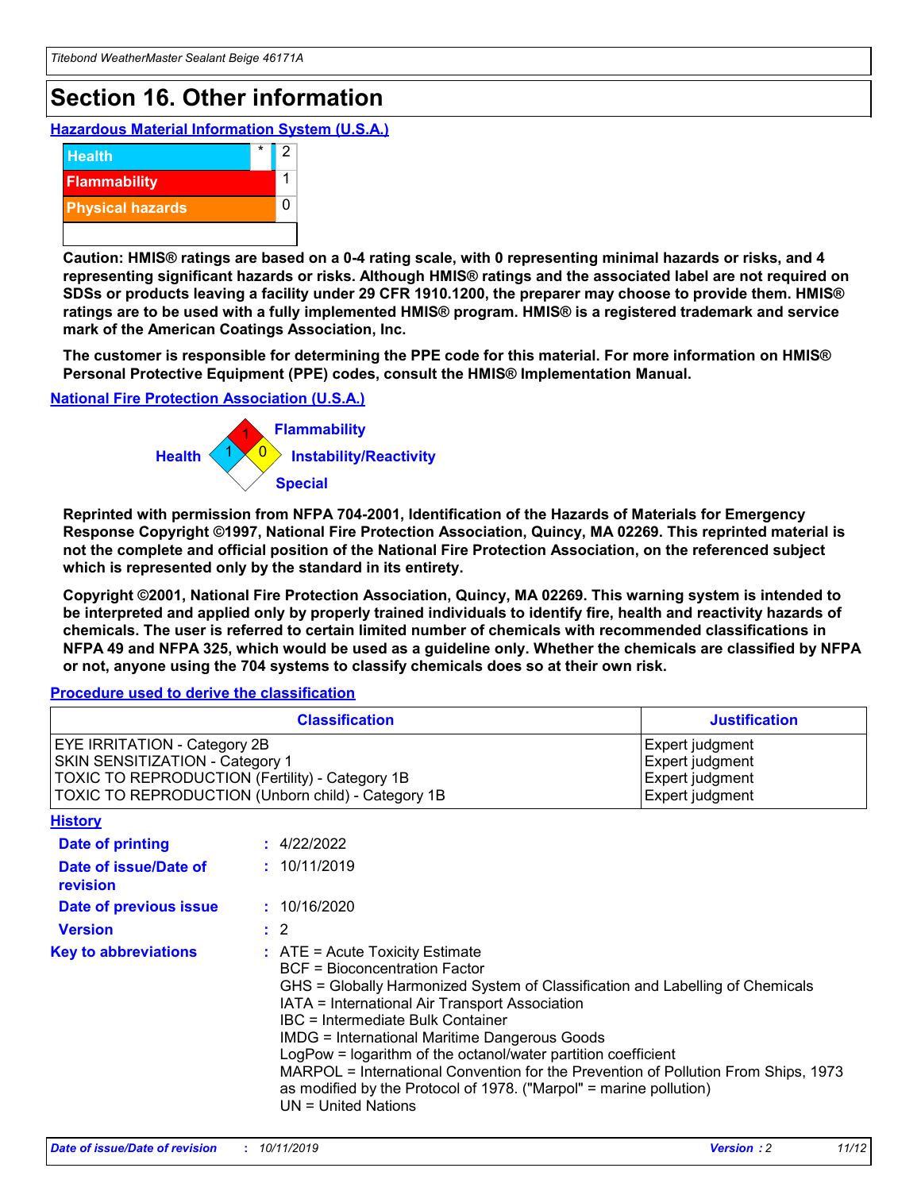# Section 16. Other information

### Hazardous Material Information System (U.S.A.)

| | | |
|---|---|---|
| Health | * | 2 |
| Flammability | | 1 |
| Physical hazards | | 0 |

**Caution: HMIS® ratings are based on a 0-4 rating scale, with 0 representing minimal hazards or risks, and 4 representing significant hazards or risks. Although HMIS® ratings and the associated label are not required on SDSs or products leaving a facility under 29 CFR 1910.1200, the preparer may choose to provide them. HMIS® ratings are to be used with a fully implemented HMIS® program. HMIS® is a registered trademark and service mark of the American Coatings Association, Inc.**

**The customer is responsible for determining the PPE code for this material. For more information on HMIS® Personal Protective Equipment (PPE) codes, consult the HMIS® Implementation Manual.**

### National Fire Protection Association (U.S.A.)

Health: 1
Flammability: 1
Instability/Reactivity: 0
Special:

**Reprinted with permission from NFPA 704-2001, Identification of the Hazards of Materials for Emergency Response Copyright ©1997, National Fire Protection Association, Quincy, MA 02269. This reprinted material is not the complete and official position of the National Fire Protection Association, on the referenced subject which is represented only by the standard in its entirety.**

**Copyright ©2001, National Fire Protection Association, Quincy, MA 02269. This warning system is intended to be interpreted and applied only by properly trained individuals to identify fire, health and reactivity hazards of chemicals. The user is referred to certain limited number of chemicals with recommended classifications in NFPA 49 and NFPA 325, which would be used as a guideline only. Whether the chemicals are classified by NFPA or not, anyone using the 704 systems to classify chemicals does so at their own risk.**

### Procedure used to derive the classification

| Classification | Justification |
|---|---|
| EYE IRRITATION - Category 2B | Expert judgment |
| SKIN SENSITIZATION - Category 1 | Expert judgment |
| TOXIC TO REPRODUCTION (Fertility) - Category 1B | Expert judgment |
| TOXIC TO REPRODUCTION (Unborn child) - Category 1B | Expert judgment |

### History

**Date of printing** : 4/22/2022

**Date of issue/Date of revision** : 10/11/2019

**Date of previous issue** : 10/16/2020

**Version** : 2

**Key to abbreviations** : ATE = Acute Toxicity Estimate
BCF = Bioconcentration Factor
GHS = Globally Harmonized System of Classification and Labelling of Chemicals
IATA = International Air Transport Association
IBC = Intermediate Bulk Container
IMDG = International Maritime Dangerous Goods
LogPow = logarithm of the octanol/water partition coefficient
MARPOL = International Convention for the Prevention of Pollution From Ships, 1973 as modified by the Protocol of 1978. ("Marpol" = marine pollution)
UN = United Nations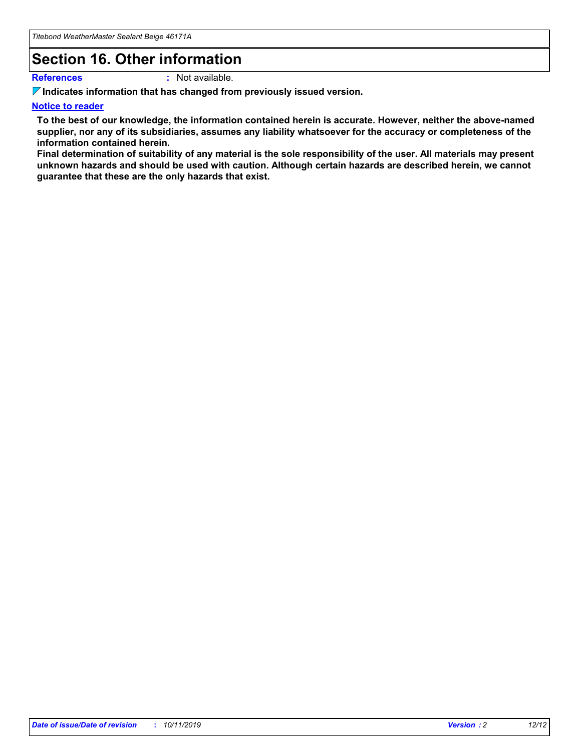# Section 16. Other information

**References** : Not available.

**Indicates information that has changed from previously issued version.**

**Notice to reader**

**To the best of our knowledge, the information contained herein is accurate. However, neither the above-named supplier, nor any of its subsidiaries, assumes any liability whatsoever for the accuracy or completeness of the information contained herein.**

**Final determination of suitability of any material is the sole responsibility of the user. All materials may present unknown hazards and should be used with caution. Although certain hazards are described herein, we cannot guarantee that these are the only hazards that exist.**